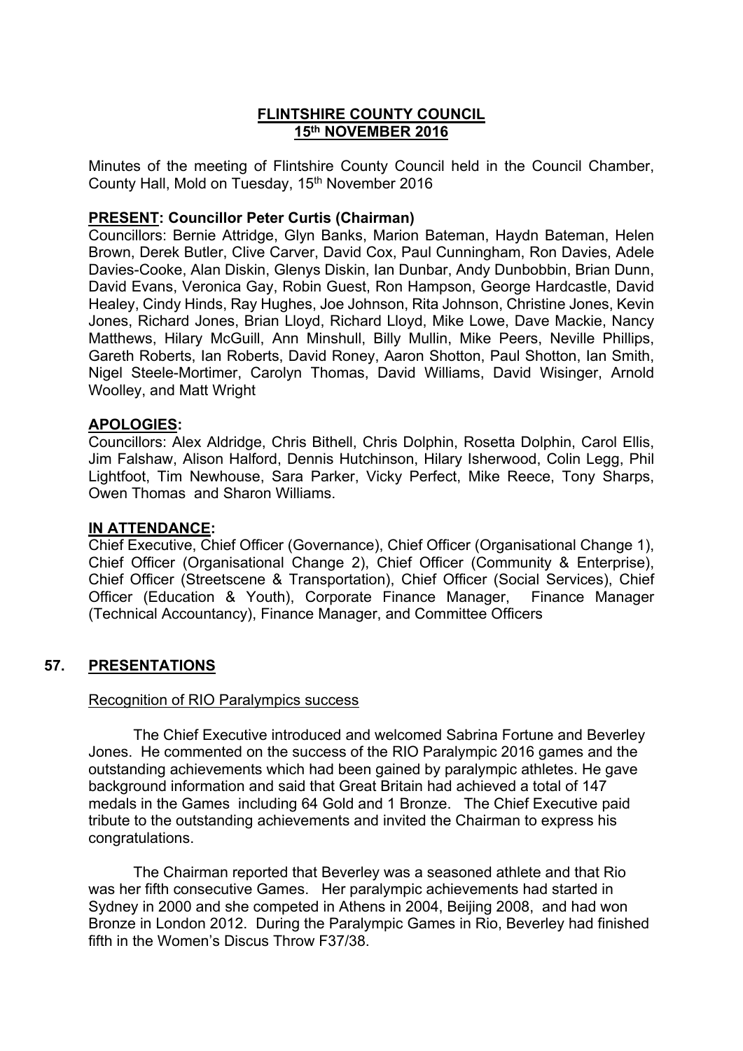# FLINTSHIRE COUNTY COUNCIL
## 15th NOVEMBER 2016

Minutes of the meeting of Flintshire County Council held in the Council Chamber, County Hall, Mold on Tuesday, 15th November 2016

**PRESENT: Councillor Peter Curtis (Chairman)**
Councillors: Bernie Attridge, Glyn Banks, Marion Bateman, Haydn Bateman, Helen Brown, Derek Butler, Clive Carver, David Cox, Paul Cunningham, Ron Davies, Adele Davies-Cooke, Alan Diskin, Glenys Diskin, Ian Dunbar, Andy Dunbobbin, Brian Dunn, David Evans, Veronica Gay, Robin Guest, Ron Hampson, George Hardcastle, David Healey, Cindy Hinds, Ray Hughes, Joe Johnson, Rita Johnson, Christine Jones, Kevin Jones, Richard Jones, Brian Lloyd, Richard Lloyd, Mike Lowe, Dave Mackie, Nancy Matthews, Hilary McGuill, Ann Minshull, Billy Mullin, Mike Peers, Neville Phillips, Gareth Roberts, Ian Roberts, David Roney, Aaron Shotton, Paul Shotton, Ian Smith, Nigel Steele-Mortimer, Carolyn Thomas, David Williams, David Wisinger, Arnold Woolley, and Matt Wright

**APOLOGIES:**
Councillors: Alex Aldridge, Chris Bithell, Chris Dolphin, Rosetta Dolphin, Carol Ellis, Jim Falshaw, Alison Halford, Dennis Hutchinson, Hilary Isherwood, Colin Legg, Phil Lightfoot, Tim Newhouse, Sara Parker, Vicky Perfect, Mike Reece, Tony Sharps, Owen Thomas and Sharon Williams.

**IN ATTENDANCE:**
Chief Executive, Chief Officer (Governance), Chief Officer (Organisational Change 1), Chief Officer (Organisational Change 2), Chief Officer (Community & Enterprise), Chief Officer (Streetscene & Transportation), Chief Officer (Social Services), Chief Officer (Education & Youth), Corporate Finance Manager, Finance Manager (Technical Accountancy), Finance Manager, and Committee Officers

## 57. PRESENTATIONS

Recognition of RIO Paralympics success

The Chief Executive introduced and welcomed Sabrina Fortune and Beverley Jones. He commented on the success of the RIO Paralympic 2016 games and the outstanding achievements which had been gained by paralympic athletes. He gave background information and said that Great Britain had achieved a total of 147 medals in the Games including 64 Gold and 1 Bronze. The Chief Executive paid tribute to the outstanding achievements and invited the Chairman to express his congratulations.

The Chairman reported that Beverley was a seasoned athlete and that Rio was her fifth consecutive Games. Her paralympic achievements had started in Sydney in 2000 and she competed in Athens in 2004, Beijing 2008, and had won Bronze in London 2012. During the Paralympic Games in Rio, Beverley had finished fifth in the Women's Discus Throw F37/38.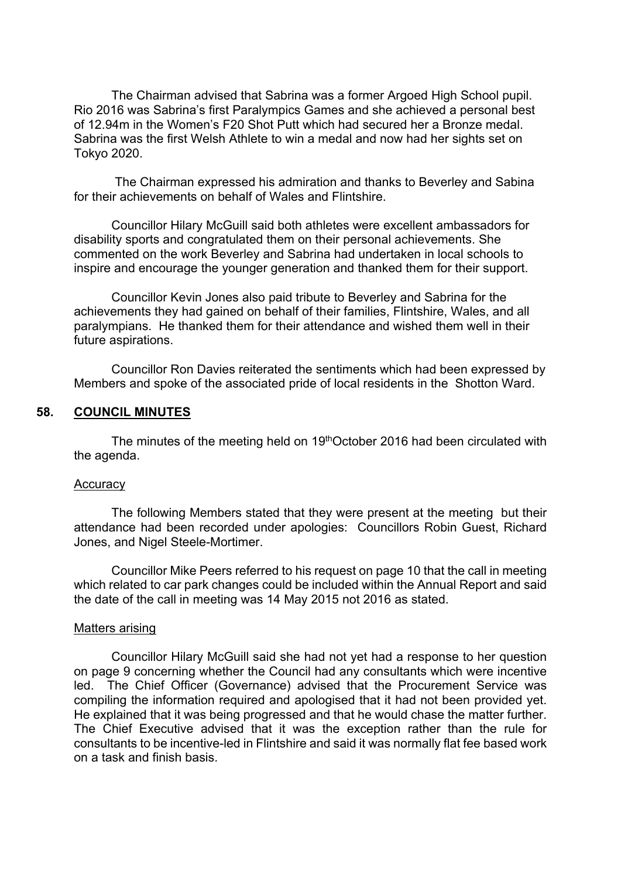The Chairman advised that Sabrina was a former Argoed High School pupil. Rio 2016 was Sabrina's first Paralympics Games and she achieved a personal best of 12.94m in the Women's F20 Shot Putt which had secured her a Bronze medal. Sabrina was the first Welsh Athlete to win a medal and now had her sights set on Tokyo 2020.

The Chairman expressed his admiration and thanks to Beverley and Sabina for their achievements on behalf of Wales and Flintshire.

Councillor Hilary McGuill said both athletes were excellent ambassadors for disability sports and congratulated them on their personal achievements. She commented on the work Beverley and Sabrina had undertaken in local schools to inspire and encourage the younger generation and thanked them for their support.

Councillor Kevin Jones also paid tribute to Beverley and Sabrina for the achievements they had gained on behalf of their families, Flintshire, Wales, and all paralympians. He thanked them for their attendance and wished them well in their future aspirations.

Councillor Ron Davies reiterated the sentiments which had been expressed by Members and spoke of the associated pride of local residents in the Shotton Ward.

## 58. COUNCIL MINUTES

The minutes of the meeting held on 19thOctober 2016 had been circulated with the agenda.

Accuracy

The following Members stated that they were present at the meeting but their attendance had been recorded under apologies: Councillors Robin Guest, Richard Jones, and Nigel Steele-Mortimer.

Councillor Mike Peers referred to his request on page 10 that the call in meeting which related to car park changes could be included within the Annual Report and said the date of the call in meeting was 14 May 2015 not 2016 as stated.

Matters arising

Councillor Hilary McGuill said she had not yet had a response to her question on page 9 concerning whether the Council had any consultants which were incentive led. The Chief Officer (Governance) advised that the Procurement Service was compiling the information required and apologised that it had not been provided yet. He explained that it was being progressed and that he would chase the matter further. The Chief Executive advised that it was the exception rather than the rule for consultants to be incentive-led in Flintshire and said it was normally flat fee based work on a task and finish basis.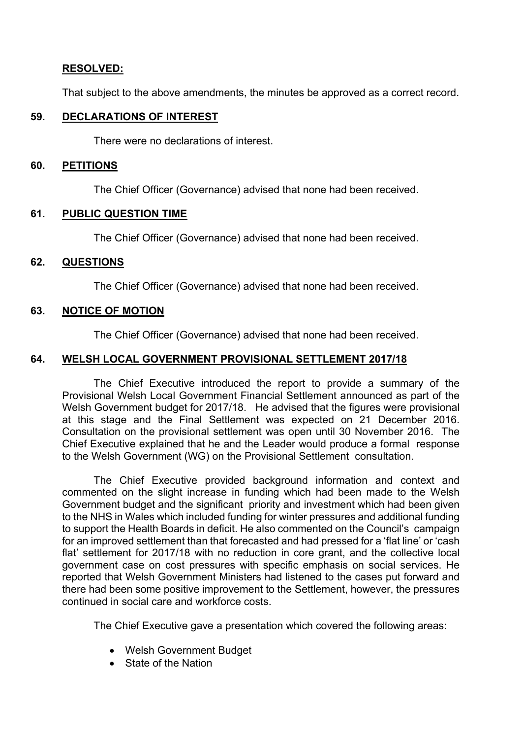**RESOLVED:**

That subject to the above amendments, the minutes be approved as a correct record.

## 59. DECLARATIONS OF INTEREST

There were no declarations of interest.

## 60. PETITIONS

The Chief Officer (Governance) advised that none had been received.

## 61. PUBLIC QUESTION TIME

The Chief Officer (Governance) advised that none had been received.

## 62. QUESTIONS

The Chief Officer (Governance) advised that none had been received.

## 63. NOTICE OF MOTION

The Chief Officer (Governance) advised that none had been received.

## 64. WELSH LOCAL GOVERNMENT PROVISIONAL SETTLEMENT 2017/18

The Chief Executive introduced the report to provide a summary of the Provisional Welsh Local Government Financial Settlement announced as part of the Welsh Government budget for 2017/18. He advised that the figures were provisional at this stage and the Final Settlement was expected on 21 December 2016. Consultation on the provisional settlement was open until 30 November 2016. The Chief Executive explained that he and the Leader would produce a formal response to the Welsh Government (WG) on the Provisional Settlement consultation.

The Chief Executive provided background information and context and commented on the slight increase in funding which had been made to the Welsh Government budget and the significant priority and investment which had been given to the NHS in Wales which included funding for winter pressures and additional funding to support the Health Boards in deficit. He also commented on the Council's campaign for an improved settlement than that forecasted and had pressed for a 'flat line' or 'cash flat' settlement for 2017/18 with no reduction in core grant, and the collective local government case on cost pressures with specific emphasis on social services. He reported that Welsh Government Ministers had listened to the cases put forward and there had been some positive improvement to the Settlement, however, the pressures continued in social care and workforce costs.

The Chief Executive gave a presentation which covered the following areas:

- Welsh Government Budget
- State of the Nation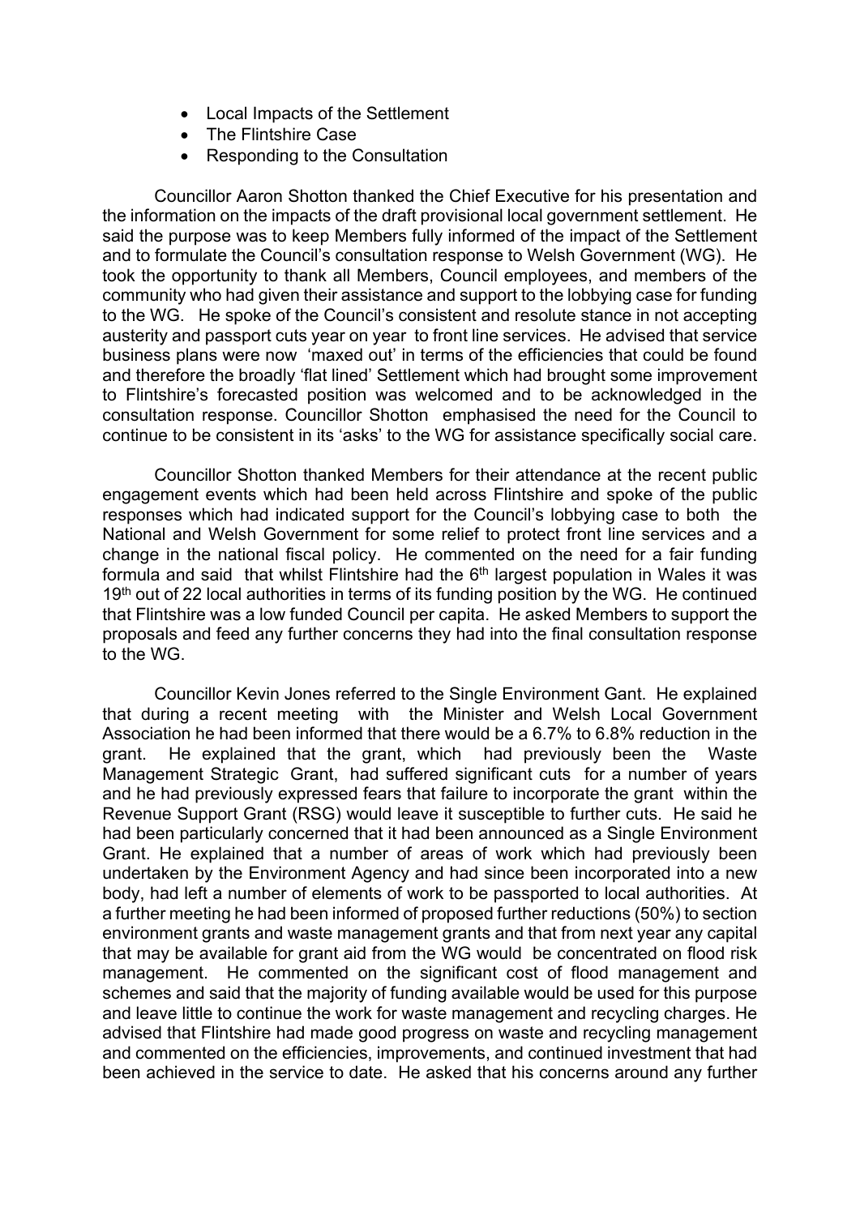- Local Impacts of the Settlement
- The Flintshire Case
- Responding to the Consultation

Councillor Aaron Shotton thanked the Chief Executive for his presentation and the information on the impacts of the draft provisional local government settlement. He said the purpose was to keep Members fully informed of the impact of the Settlement and to formulate the Council's consultation response to Welsh Government (WG). He took the opportunity to thank all Members, Council employees, and members of the community who had given their assistance and support to the lobbying case for funding to the WG. He spoke of the Council's consistent and resolute stance in not accepting austerity and passport cuts year on year to front line services. He advised that service business plans were now 'maxed out' in terms of the efficiencies that could be found and therefore the broadly 'flat lined' Settlement which had brought some improvement to Flintshire's forecasted position was welcomed and to be acknowledged in the consultation response. Councillor Shotton emphasised the need for the Council to continue to be consistent in its 'asks' to the WG for assistance specifically social care.

Councillor Shotton thanked Members for their attendance at the recent public engagement events which had been held across Flintshire and spoke of the public responses which had indicated support for the Council's lobbying case to both the National and Welsh Government for some relief to protect front line services and a change in the national fiscal policy. He commented on the need for a fair funding formula and said that whilst Flintshire had the 6th largest population in Wales it was 19th out of 22 local authorities in terms of its funding position by the WG. He continued that Flintshire was a low funded Council per capita. He asked Members to support the proposals and feed any further concerns they had into the final consultation response to the WG.

Councillor Kevin Jones referred to the Single Environment Gant. He explained that during a recent meeting with the Minister and Welsh Local Government Association he had been informed that there would be a 6.7% to 6.8% reduction in the grant. He explained that the grant, which had previously been the Waste Management Strategic Grant, had suffered significant cuts for a number of years and he had previously expressed fears that failure to incorporate the grant within the Revenue Support Grant (RSG) would leave it susceptible to further cuts. He said he had been particularly concerned that it had been announced as a Single Environment Grant. He explained that a number of areas of work which had previously been undertaken by the Environment Agency and had since been incorporated into a new body, had left a number of elements of work to be passported to local authorities. At a further meeting he had been informed of proposed further reductions (50%) to section environment grants and waste management grants and that from next year any capital that may be available for grant aid from the WG would be concentrated on flood risk management. He commented on the significant cost of flood management and schemes and said that the majority of funding available would be used for this purpose and leave little to continue the work for waste management and recycling charges. He advised that Flintshire had made good progress on waste and recycling management and commented on the efficiencies, improvements, and continued investment that had been achieved in the service to date. He asked that his concerns around any further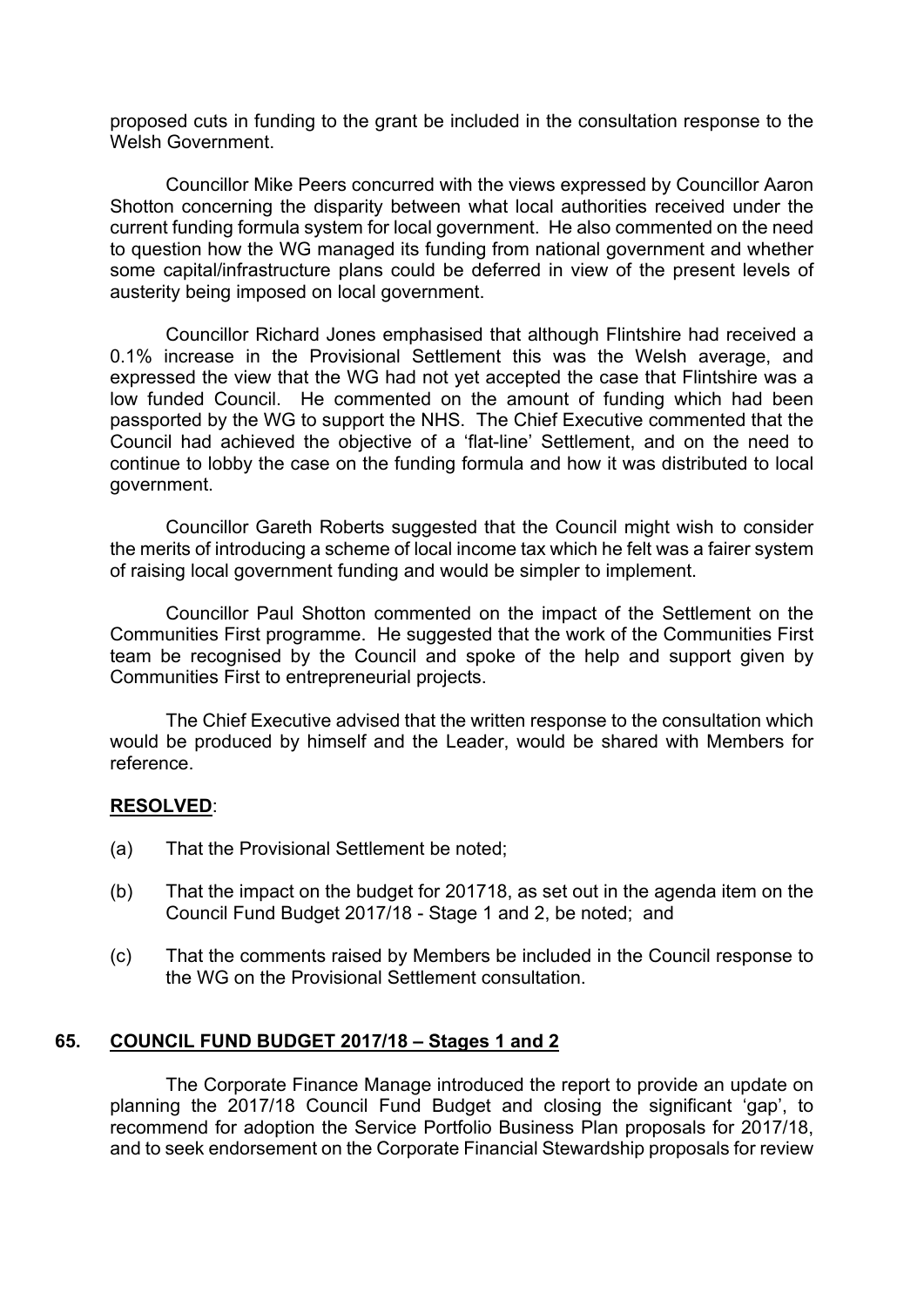proposed cuts in funding to the grant be included in the consultation response to the Welsh Government.

Councillor Mike Peers concurred with the views expressed by Councillor Aaron Shotton concerning the disparity between what local authorities received under the current funding formula system for local government. He also commented on the need to question how the WG managed its funding from national government and whether some capital/infrastructure plans could be deferred in view of the present levels of austerity being imposed on local government.

Councillor Richard Jones emphasised that although Flintshire had received a 0.1% increase in the Provisional Settlement this was the Welsh average, and expressed the view that the WG had not yet accepted the case that Flintshire was a low funded Council. He commented on the amount of funding which had been passported by the WG to support the NHS. The Chief Executive commented that the Council had achieved the objective of a 'flat-line' Settlement, and on the need to continue to lobby the case on the funding formula and how it was distributed to local government.

Councillor Gareth Roberts suggested that the Council might wish to consider the merits of introducing a scheme of local income tax which he felt was a fairer system of raising local government funding and would be simpler to implement.

Councillor Paul Shotton commented on the impact of the Settlement on the Communities First programme. He suggested that the work of the Communities First team be recognised by the Council and spoke of the help and support given by Communities First to entrepreneurial projects.

The Chief Executive advised that the written response to the consultation which would be produced by himself and the Leader, would be shared with Members for reference.

**RESOLVED**:

(a) That the Provisional Settlement be noted;

(b) That the impact on the budget for 201718, as set out in the agenda item on the Council Fund Budget 2017/18 - Stage 1 and 2, be noted; and

(c) That the comments raised by Members be included in the Council response to the WG on the Provisional Settlement consultation.

## 65. COUNCIL FUND BUDGET 2017/18 – Stages 1 and 2

The Corporate Finance Manage introduced the report to provide an update on planning the 2017/18 Council Fund Budget and closing the significant 'gap', to recommend for adoption the Service Portfolio Business Plan proposals for 2017/18, and to seek endorsement on the Corporate Financial Stewardship proposals for review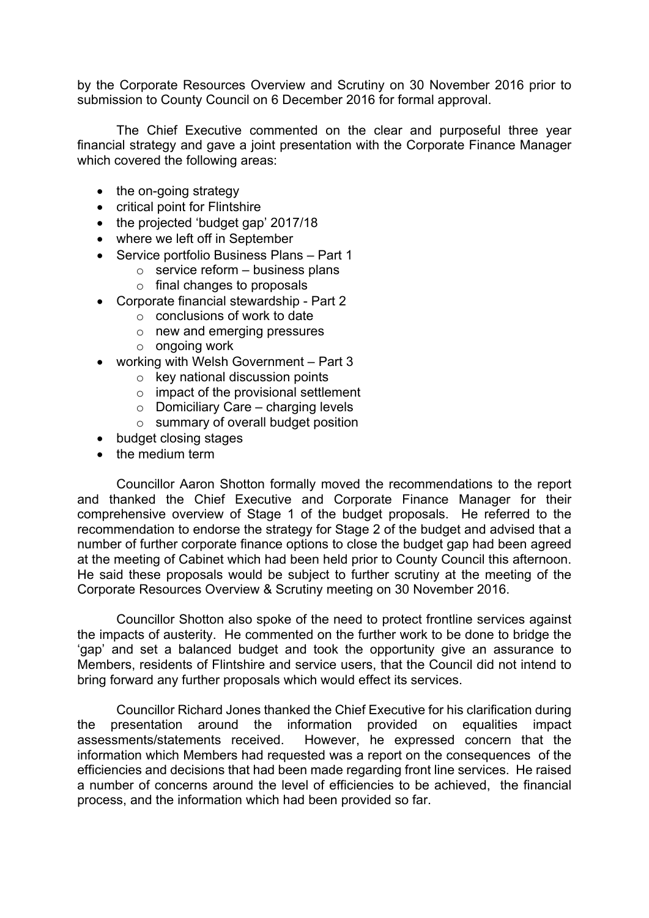by the Corporate Resources Overview and Scrutiny on 30 November 2016 prior to submission to County Council on 6 December 2016 for formal approval.

The Chief Executive commented on the clear and purposeful three year financial strategy and gave a joint presentation with the Corporate Finance Manager which covered the following areas:

- the on-going strategy
- critical point for Flintshire
- the projected 'budget gap' 2017/18
- where we left off in September
- Service portfolio Business Plans – Part 1
  - service reform – business plans
  - final changes to proposals
- Corporate financial stewardship - Part 2
  - conclusions of work to date
  - new and emerging pressures
  - ongoing work
- working with Welsh Government – Part 3
  - key national discussion points
  - impact of the provisional settlement
  - Domiciliary Care – charging levels
  - summary of overall budget position
- budget closing stages
- the medium term

Councillor Aaron Shotton formally moved the recommendations to the report and thanked the Chief Executive and Corporate Finance Manager for their comprehensive overview of Stage 1 of the budget proposals. He referred to the recommendation to endorse the strategy for Stage 2 of the budget and advised that a number of further corporate finance options to close the budget gap had been agreed at the meeting of Cabinet which had been held prior to County Council this afternoon. He said these proposals would be subject to further scrutiny at the meeting of the Corporate Resources Overview & Scrutiny meeting on 30 November 2016.

Councillor Shotton also spoke of the need to protect frontline services against the impacts of austerity. He commented on the further work to be done to bridge the 'gap' and set a balanced budget and took the opportunity give an assurance to Members, residents of Flintshire and service users, that the Council did not intend to bring forward any further proposals which would effect its services.

Councillor Richard Jones thanked the Chief Executive for his clarification during the presentation around the information provided on equalities impact assessments/statements received. However, he expressed concern that the information which Members had requested was a report on the consequences of the efficiencies and decisions that had been made regarding front line services. He raised a number of concerns around the level of efficiencies to be achieved, the financial process, and the information which had been provided so far.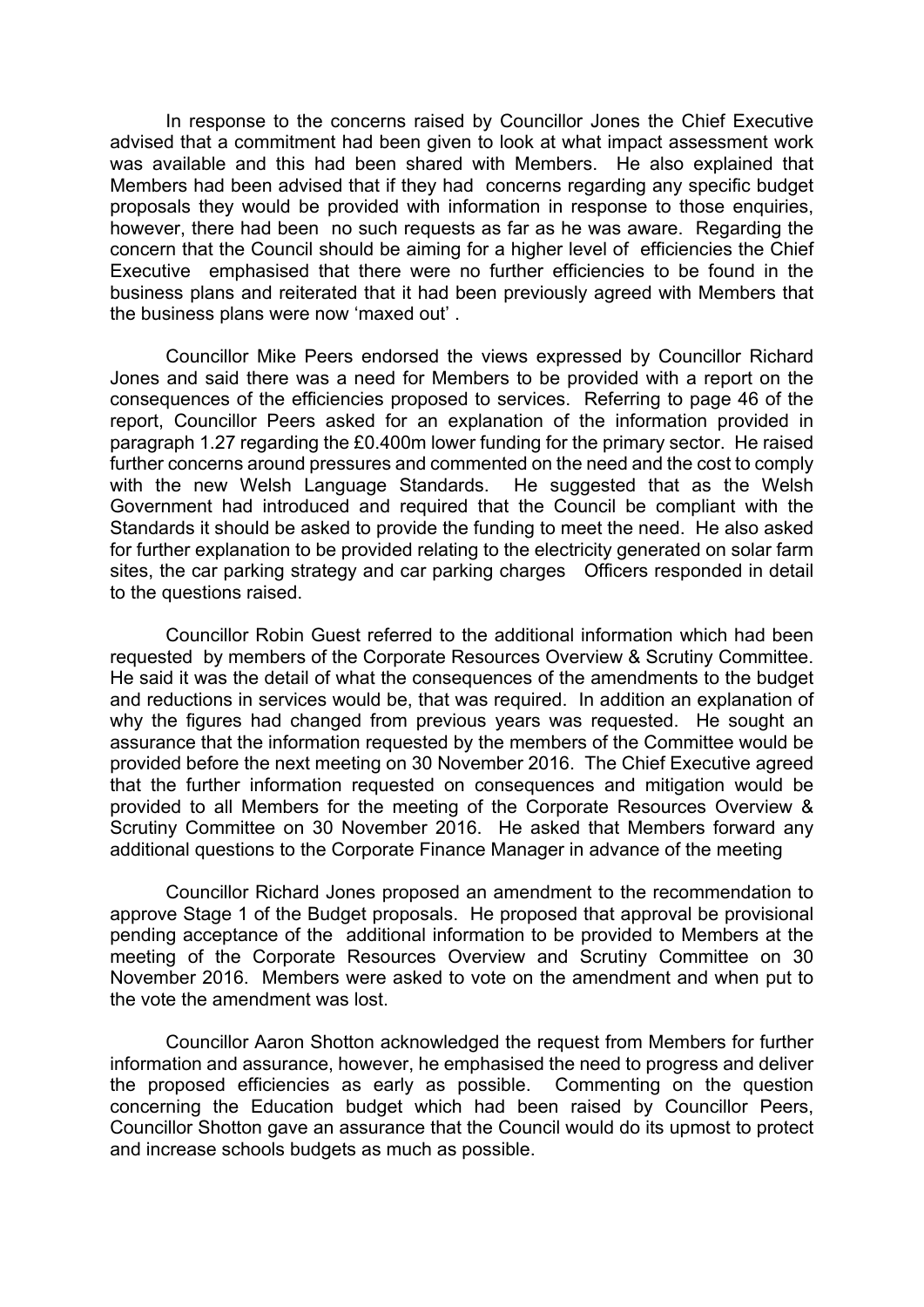In response to the concerns raised by Councillor Jones the Chief Executive advised that a commitment had been given to look at what impact assessment work was available and this had been shared with Members. He also explained that Members had been advised that if they had concerns regarding any specific budget proposals they would be provided with information in response to those enquiries, however, there had been no such requests as far as he was aware. Regarding the concern that the Council should be aiming for a higher level of efficiencies the Chief Executive emphasised that there were no further efficiencies to be found in the business plans and reiterated that it had been previously agreed with Members that the business plans were now 'maxed out' .

Councillor Mike Peers endorsed the views expressed by Councillor Richard Jones and said there was a need for Members to be provided with a report on the consequences of the efficiencies proposed to services. Referring to page 46 of the report, Councillor Peers asked for an explanation of the information provided in paragraph 1.27 regarding the £0.400m lower funding for the primary sector. He raised further concerns around pressures and commented on the need and the cost to comply with the new Welsh Language Standards. He suggested that as the Welsh Government had introduced and required that the Council be compliant with the Standards it should be asked to provide the funding to meet the need. He also asked for further explanation to be provided relating to the electricity generated on solar farm sites, the car parking strategy and car parking charges Officers responded in detail to the questions raised.

Councillor Robin Guest referred to the additional information which had been requested by members of the Corporate Resources Overview & Scrutiny Committee. He said it was the detail of what the consequences of the amendments to the budget and reductions in services would be, that was required. In addition an explanation of why the figures had changed from previous years was requested. He sought an assurance that the information requested by the members of the Committee would be provided before the next meeting on 30 November 2016. The Chief Executive agreed that the further information requested on consequences and mitigation would be provided to all Members for the meeting of the Corporate Resources Overview & Scrutiny Committee on 30 November 2016. He asked that Members forward any additional questions to the Corporate Finance Manager in advance of the meeting

Councillor Richard Jones proposed an amendment to the recommendation to approve Stage 1 of the Budget proposals. He proposed that approval be provisional pending acceptance of the additional information to be provided to Members at the meeting of the Corporate Resources Overview and Scrutiny Committee on 30 November 2016. Members were asked to vote on the amendment and when put to the vote the amendment was lost.

Councillor Aaron Shotton acknowledged the request from Members for further information and assurance, however, he emphasised the need to progress and deliver the proposed efficiencies as early as possible. Commenting on the question concerning the Education budget which had been raised by Councillor Peers, Councillor Shotton gave an assurance that the Council would do its upmost to protect and increase schools budgets as much as possible.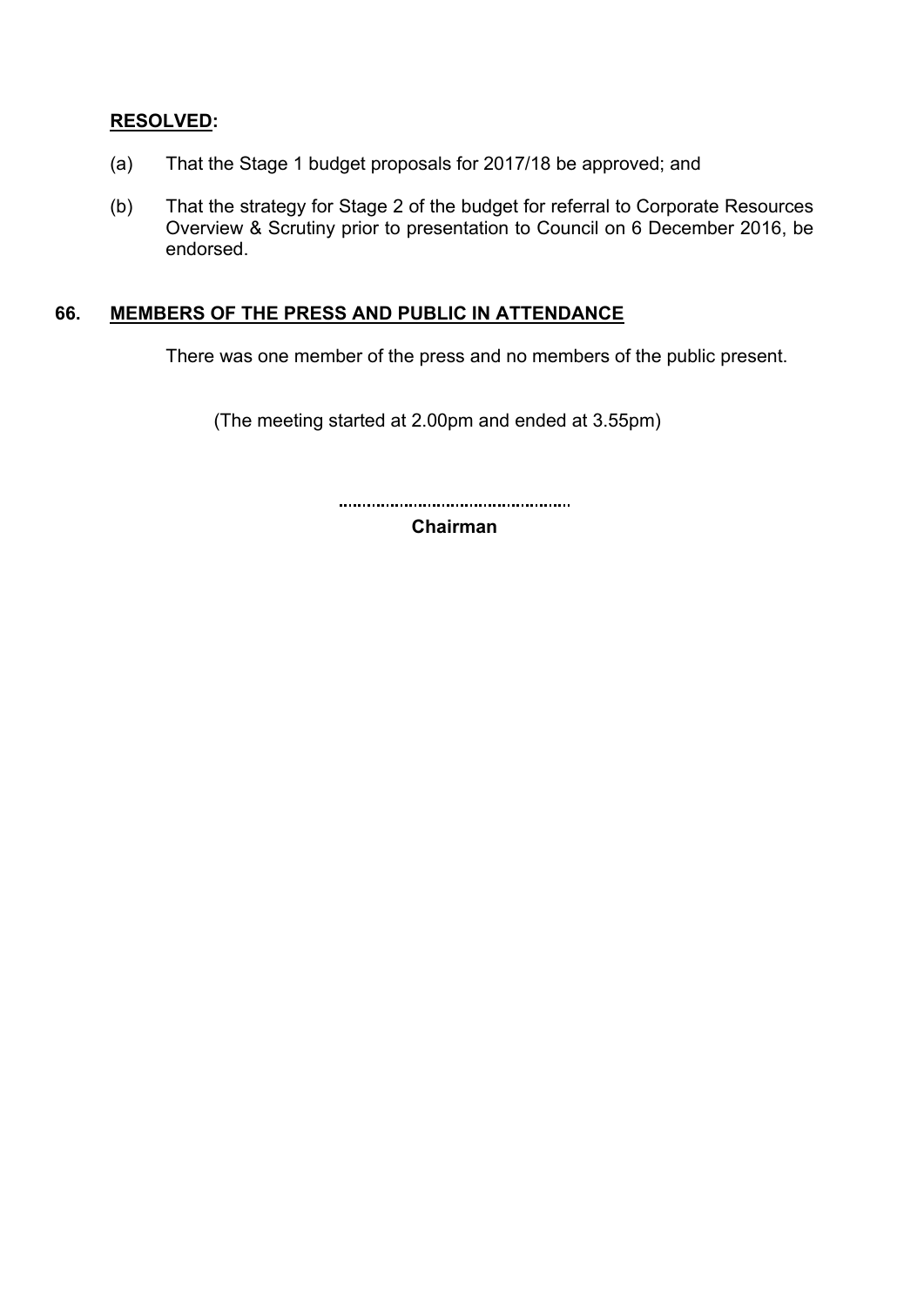**RESOLVED:**

(a) That the Stage 1 budget proposals for 2017/18 be approved; and

(b) That the strategy for Stage 2 of the budget for referral to Corporate Resources Overview & Scrutiny prior to presentation to Council on 6 December 2016, be endorsed.

## 66. MEMBERS OF THE PRESS AND PUBLIC IN ATTENDANCE

There was one member of the press and no members of the public present.

(The meeting started at 2.00pm and ended at 3.55pm)

.................................................

**Chairman**